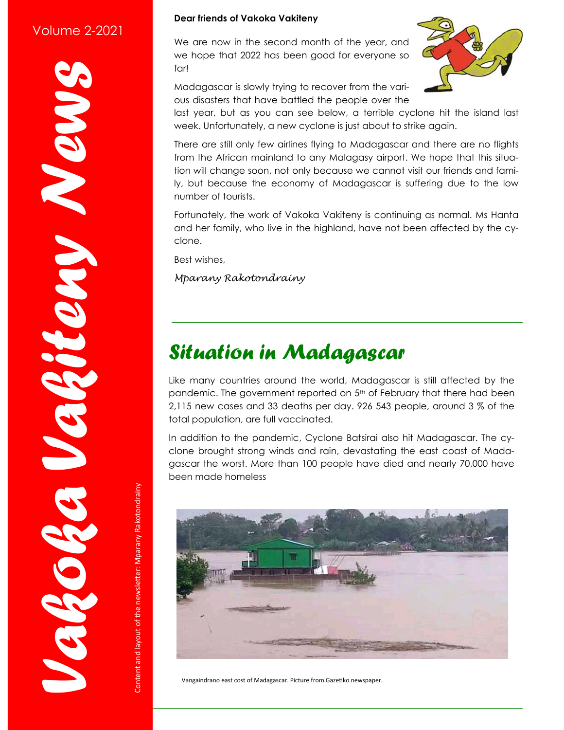# Vakoka Vakiteny News

Volume 2-2021

Content and layout of the newsletter: Mparany Rakotondrainy

**Dear friends of Vakoka Vakiteny**

We are now in the second month of the year, and we hope that 2022 has been good for everyone so far!

Madagascar is slowly trying to recover from the various disasters that have battled the people over the last year, but as you can see below, a terrible cyclone hit the island last week. Unfortunately, a new cyclone is just about to strike again.

There are still only few airlines flying to Madagascar and there are no flights from the African mainland to any Malagasy airport. We hope that this situation will change soon, not only because we cannot visit our friends and family, but because the economy of Madagascar is suffering due to the low number of tourists.

Fortunately, the work of Vakoka Vakiteny is continuing as normal. Ms Hanta and her family, who live in the highland, have not been affected by the cyclone.

Best wishes,

*Mparany Rakotondrainy*

## Situation in Madagascar

Like many countries around the world, Madagascar is still affected by the pandemic. The government reported on 5th of February that there had been 2,115 new cases and 33 deaths per day. 926 543 people, around 3 % of the total population, are full vaccinated.

In addition to the pandemic, Cyclone Batsirai also hit Madagascar. The cyclone brought strong winds and rain, devastating the east coast of Madagascar the worst. More than 100 people have died and nearly 70,000 have been made homeless

Vangaindrano east cost of Madagascar. Picture from Gazetiko newspaper.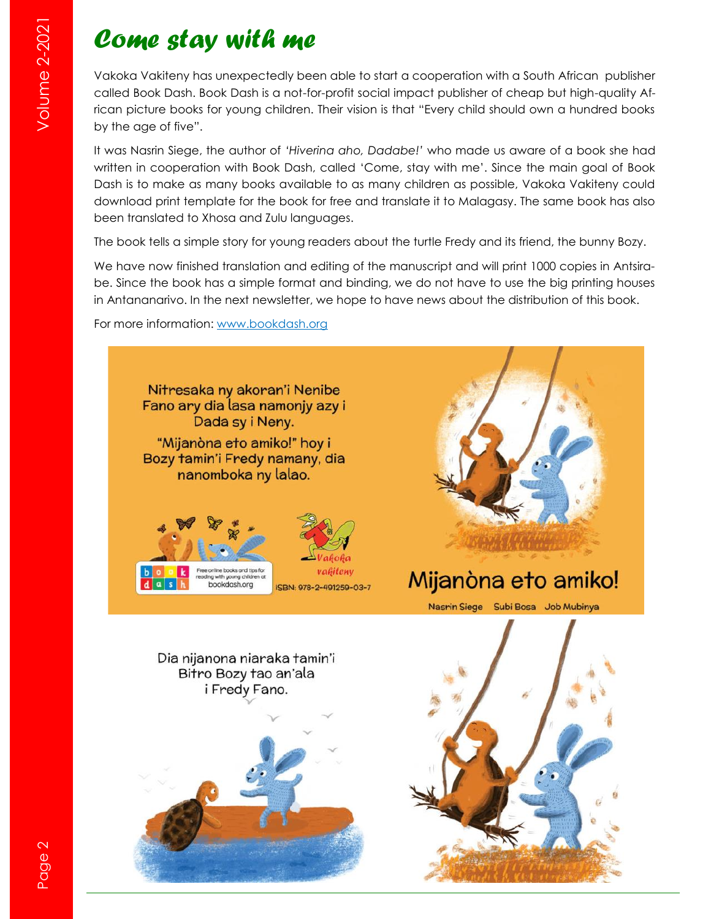# Come stay with me

Vakoka Vakiteny has unexpectedly been able to start a cooperation with a South African publisher called Book Dash. Book Dash is a not-for-profit social impact publisher of cheap but high-quality African picture books for young children. Their vision is that "Every child should own a hundred books by the age of five".

It was Nasrin Siege, the author of *'Hiverina aho, Dadabe!'* who made us aware of a book she had written in cooperation with Book Dash, called 'Come, stay with me'. Since the main goal of Book Dash is to make as many books available to as many children as possible, Vakoka Vakiteny could download print template for the book for free and translate it to Malagasy. The same book has also been translated to Xhosa and Zulu languages.

The book tells a simple story for young readers about the turtle Fredy and its friend, the bunny Bozy.

We have now finished translation and editing of the manuscript and will print 1000 copies in Antsirabe. Since the book has a simple format and binding, we do not have to use the big printing houses in Antananarivo. In the next newsletter, we hope to have news about the distribution of this book.

For more information: [www.bookdash.org](http://www.bookdash.org)

Nitresaka ny akoran'i Nenibe
Fano ary dia lasa namonjy azy i
Dada sy i Neny.

"Mijanòna eto amiko!" hoy i
Bozy tamin'i Fredy namany, dia
nanomboka ny lalao.

book dash — Free online books and tips for reading with young children at bookdash.org

Vakoka vakiteny

ISBN: 978-2-491259-03-7

## Mijanòna eto amiko!

Nasrin Siege   Subi Bosa   Job Mubinya

Dia nijanona niaraka tamin'i
Bitro Bozy tao an'ala
i Fredy Fano.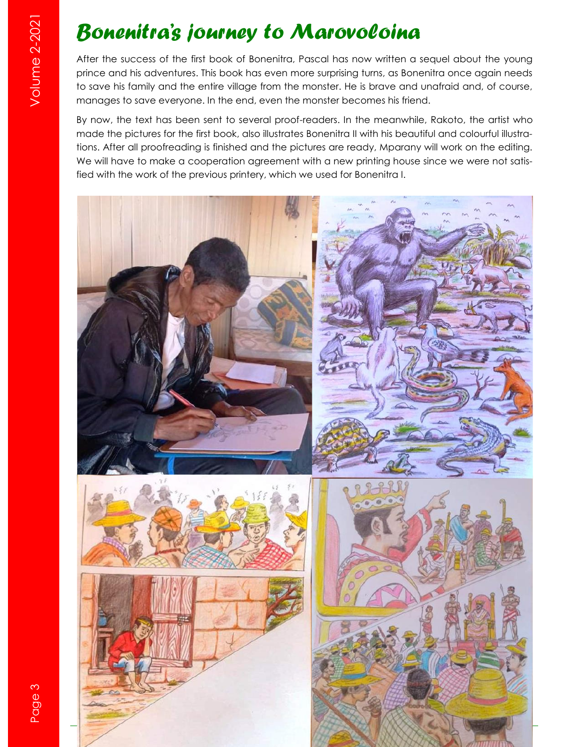# Bonenitra's journey to Marovoloina

After the success of the first book of Bonenitra, Pascal has now written a sequel about the young prince and his adventures. This book has even more surprising turns, as Bonenitra once again needs to save his family and the entire village from the monster. He is brave and unafraid and, of course, manages to save everyone. In the end, even the monster becomes his friend.

By now, the text has been sent to several proof-readers. In the meanwhile, Rakoto, the artist who made the pictures for the first book, also illustrates Bonenitra II with his beautiful and colourful illustrations. After all proofreading is finished and the pictures are ready, Mparany will work on the editing. We will have to make a cooperation agreement with a new printing house since we were not satisfied with the work of the previous printery, which we used for Bonenitra I.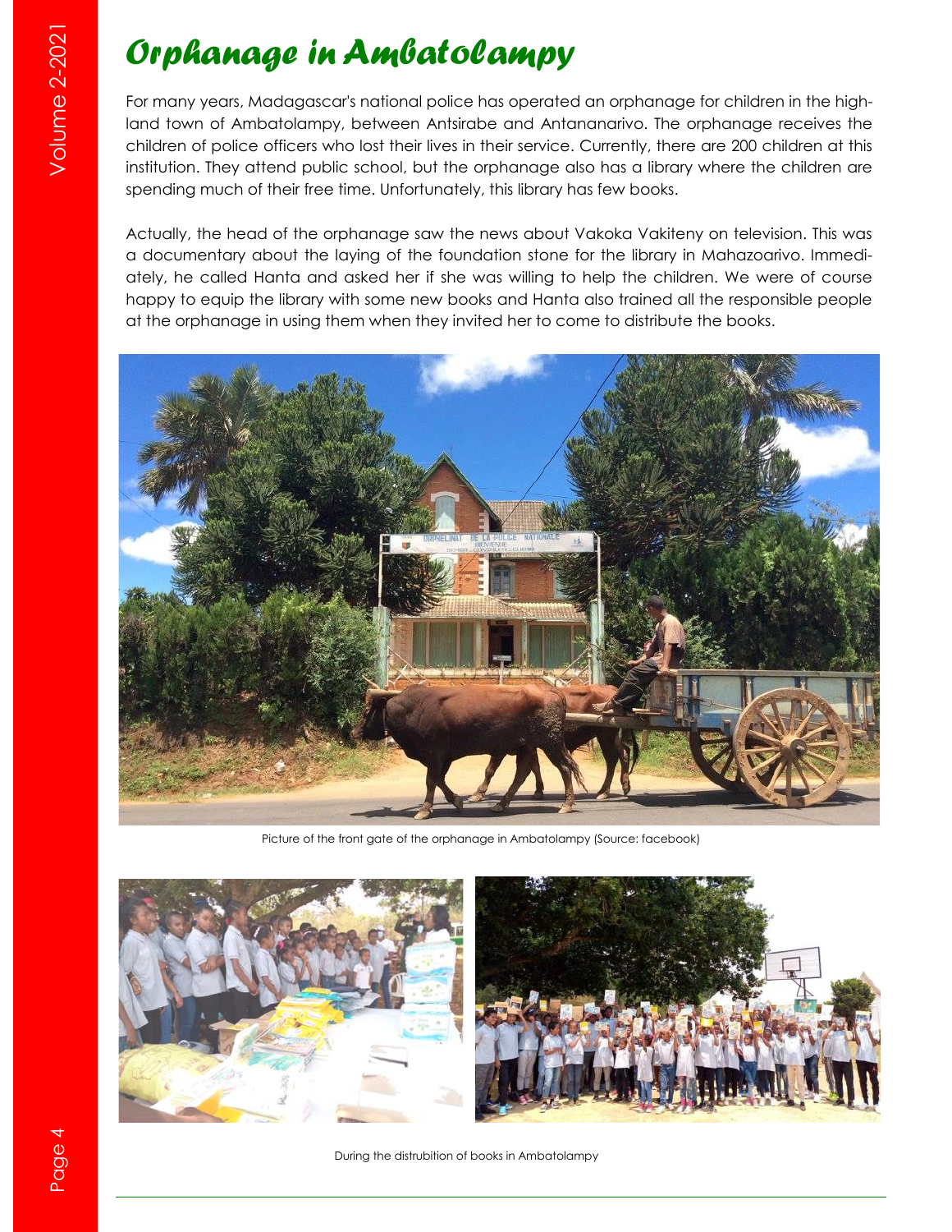# Orphanage in Ambatolampy

For many years, Madagascar's national police has operated an orphanage for children in the highland town of Ambatolampy, between Antsirabe and Antananarivo. The orphanage receives the children of police officers who lost their lives in their service. Currently, there are 200 children at this institution. They attend public school, but the orphanage also has a library where the children are spending much of their free time. Unfortunately, this library has few books.

Actually, the head of the orphanage saw the news about Vakoka Vakiteny on television. This was a documentary about the laying of the foundation stone for the library in Mahazoarivo. Immediately, he called Hanta and asked her if she was willing to help the children. We were of course happy to equip the library with some new books and Hanta also trained all the responsible people at the orphanage in using them when they invited her to come to distribute the books.

Picture of the front gate of the orphanage in Ambatolampy (Source: facebook)

During the distrubition of books in Ambatolampy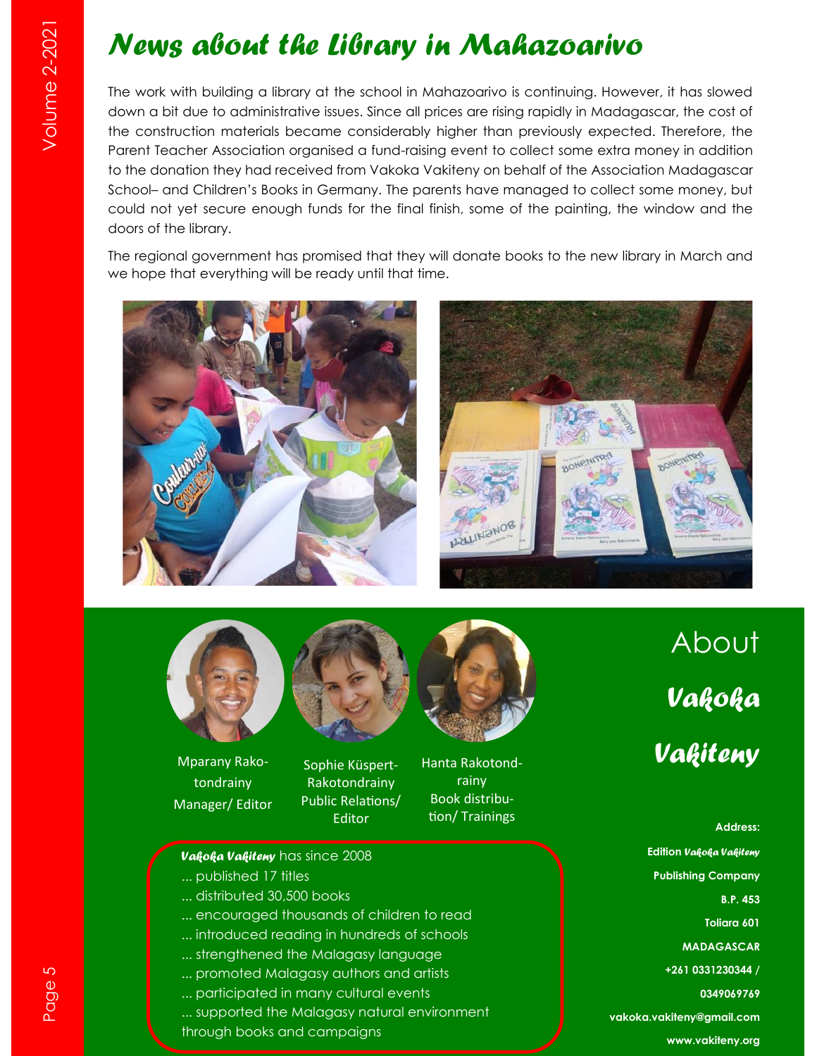# News about the Library in Mahazoarivo

The work with building a library at the school in Mahazoarivo is continuing. However, it has slowed down a bit due to administrative issues. Since all prices are rising rapidly in Madagascar, the cost of the construction materials became considerably higher than previously expected. Therefore, the Parent Teacher Association organised a fund-raising event to collect some extra money in addition to the donation they had received from Vakoka Vakiteny on behalf of the Association Madagascar School– and Children's Books in Germany. The parents have managed to collect some money, but could not yet secure enough funds for the final finish, some of the painting, the window and the doors of the library.

The regional government has promised that they will donate books to the new library in March and we hope that everything will be ready until that time.

## About *Vakoka Vakiteny*

Mparany Rakotondrainy
Manager/ Editor

Sophie Küspert-Rakotondrainy
Public Relations/ Editor

Hanta Rakotondrainy
Book distribution/ Trainings

***Vakoka Vakiteny*** has since 2008

... published 17 titles
... distributed 30,500 books
... encouraged thousands of children to read
... introduced reading in hundreds of schools
... strengthened the Malagasy language
... promoted Malagasy authors and artists
... participated in many cultural events
... supported the Malagasy natural environment through books and campaigns

**Address:**

**Edition *Vakoka Vakiteny***
**Publishing Company**
**B.P. 453**
**Toliara 601**
**MADAGASCAR**
**+261 0331230344 / 0349069769**
**vakoka.vakiteny@gmail.com**
**www.vakiteny.org**